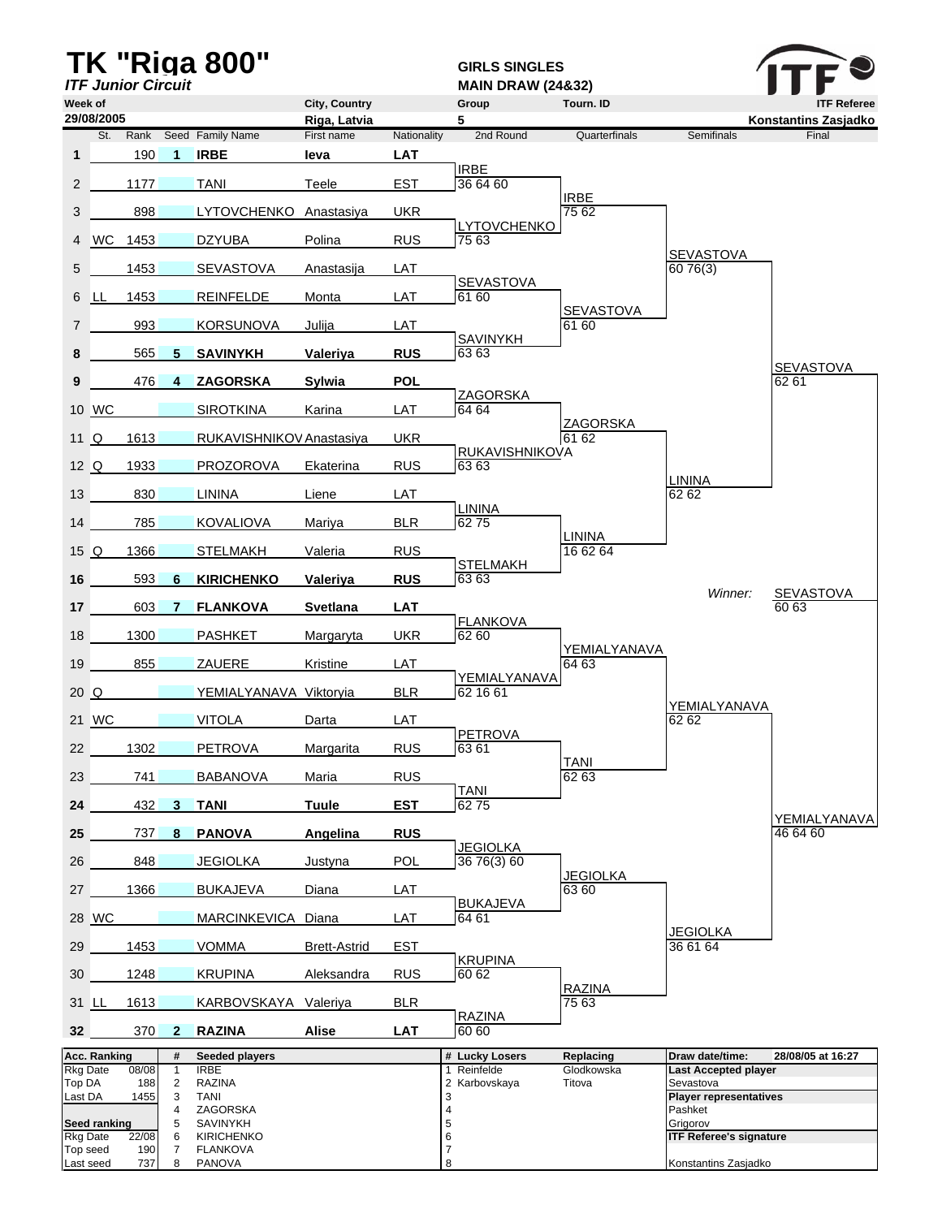# TK "Riga 800"

*ITF Junior Circuit*

**GIRLS SINGLES**
**MAIN DRAW (24&32)**

| Week of | City, Country | Group | Tourn. ID | ITF Referee |
|---|---|---|---|---|
| 29/08/2005 | Riga, Latvia | 5 | | Konstantins Zasjadko |

| # | St. | Rank | Seed | Family Name | First name | Nationality |
|---|---|---|---|---|---|---|
| 1 | | 190 | 1 | **IRBE** | **Ieva** | **LAT** |
| 2 | | 1177 | | TANI | Teele | EST |
| 3 | | 898 | | LYTOVCHENKO | Anastasiya | UKR |
| 4 | WC | 1453 | | DZYUBA | Polina | RUS |
| 5 | | 1453 | | SEVASTOVA | Anastasija | LAT |
| 6 | LL | 1453 | | REINFELDE | Monta | LAT |
| 7 | | 993 | | KORSUNOVA | Julija | LAT |
| 8 | | 565 | 5 | **SAVINYKH** | **Valeriya** | **RUS** |
| 9 | | 476 | 4 | **ZAGORSKA** | **Sylwia** | **POL** |
| 10 | WC | | | SIROTKINA | Karina | LAT |
| 11 | Q | 1613 | | RUKAVISHNIKOV | Anastasiya | UKR |
| 12 | Q | 1933 | | PROZOROVA | Ekaterina | RUS |
| 13 | | 830 | | LININA | Liene | LAT |
| 14 | | 785 | | KOVALIOVA | Mariya | BLR |
| 15 | Q | 1366 | | STELMAKH | Valeria | RUS |
| 16 | | 593 | 6 | **KIRICHENKO** | **Valeriya** | **RUS** |
| 17 | | 603 | 7 | **FLANKOVA** | **Svetlana** | **LAT** |
| 18 | | 1300 | | PASHKET | Margaryta | UKR |
| 19 | | 855 | | ZAUERE | Kristine | LAT |
| 20 | Q | | | YEMIALYANAVA | Viktoryia | BLR |
| 21 | WC | | | VITOLA | Darta | LAT |
| 22 | | 1302 | | PETROVA | Margarita | RUS |
| 23 | | 741 | | BABANOVA | Maria | RUS |
| 24 | | 432 | 3 | **TANI** | **Tuule** | **EST** |
| 25 | | 737 | 8 | **PANOVA** | **Angelina** | **RUS** |
| 26 | | 848 | | JEGIOLKA | Justyna | POL |
| 27 | | 1366 | | BUKAJEVA | Diana | LAT |
| 28 | WC | | | MARCINKEVICA | Diana | LAT |
| 29 | | 1453 | | VOMMA | Brett-Astrid | EST |
| 30 | | 1248 | | KRUPINA | Aleksandra | RUS |
| 31 | LL | 1613 | | KARBOVSKAYA | Valeriya | BLR |
| 32 | | 370 | 2 | **RAZINA** | **Alise** | **LAT** |

**2nd Round**

| Winner | Score |
|---|---|
| IRBE | 36 64 60 |
| LYTOVCHENKO | 75 63 |
| SEVASTOVA | 61 60 |
| SAVINYKH | 63 63 |
| ZAGORSKA | 64 64 |
| RUKAVISHNIKOVA | 63 63 |
| LININA | 62 75 |
| STELMAKH | 63 63 |
| FLANKOVA | 62 60 |
| YEMIALYANAVA | 62 16 61 |
| PETROVA | 63 61 |
| TANI | 62 75 |
| JEGIOLKA | 36 76(3) 60 |
| BUKAJEVA | 64 61 |
| KRUPINA | 60 62 |
| RAZINA | 60 60 |

**Quarterfinals**

| Winner | Score |
|---|---|
| IRBE | 75 62 |
| SEVASTOVA | 61 60 |
| ZAGORSKA | 61 62 |
| LININA | 16 62 64 |
| YEMIALYANAVA | 64 63 |
| TANI | 62 63 |
| JEGIOLKA | 63 60 |
| RAZINA | 75 63 |

**Semifinals**

| Winner | Score |
|---|---|
| SEVASTOVA | 60 76(3) |
| LININA | 62 62 |
| YEMIALYANAVA | 62 62 |
| JEGIOLKA | 36 61 64 |

**Final**

| Winner | Score |
|---|---|
| SEVASTOVA | 62 61 |
| YEMIALYANAVA | 46 64 60 |

*Winner:* SEVASTOVA 60 63

| Acc. Ranking | | # | Seeded players | # | Lucky Losers | Replacing | Draw date/time: 28/08/05 at 16:27 |
|---|---|---|---|---|---|---|---|
| Rkg Date | 08/08 | 1 | IRBE | 1 | Reinfelde | Glodkowska | **Last Accepted player** |
| Top DA | 188 | 2 | RAZINA | 2 | Karbovskaya | Titova | Sevastova |
| Last DA | 1455 | 3 | TANI | 3 | | | **Player representatives** |
| | | 4 | ZAGORSKA | 4 | | | Pashket |
| **Seed ranking** | | 5 | SAVINYKH | 5 | | | Grigorov |
| Rkg Date | 22/08 | 6 | KIRICHENKO | 6 | | | **ITF Referee's signature** |
| Top seed | 190 | 7 | FLANKOVA | 7 | | | |
| Last seed | 737 | 8 | PANOVA | 8 | | | Konstantins Zasjadko |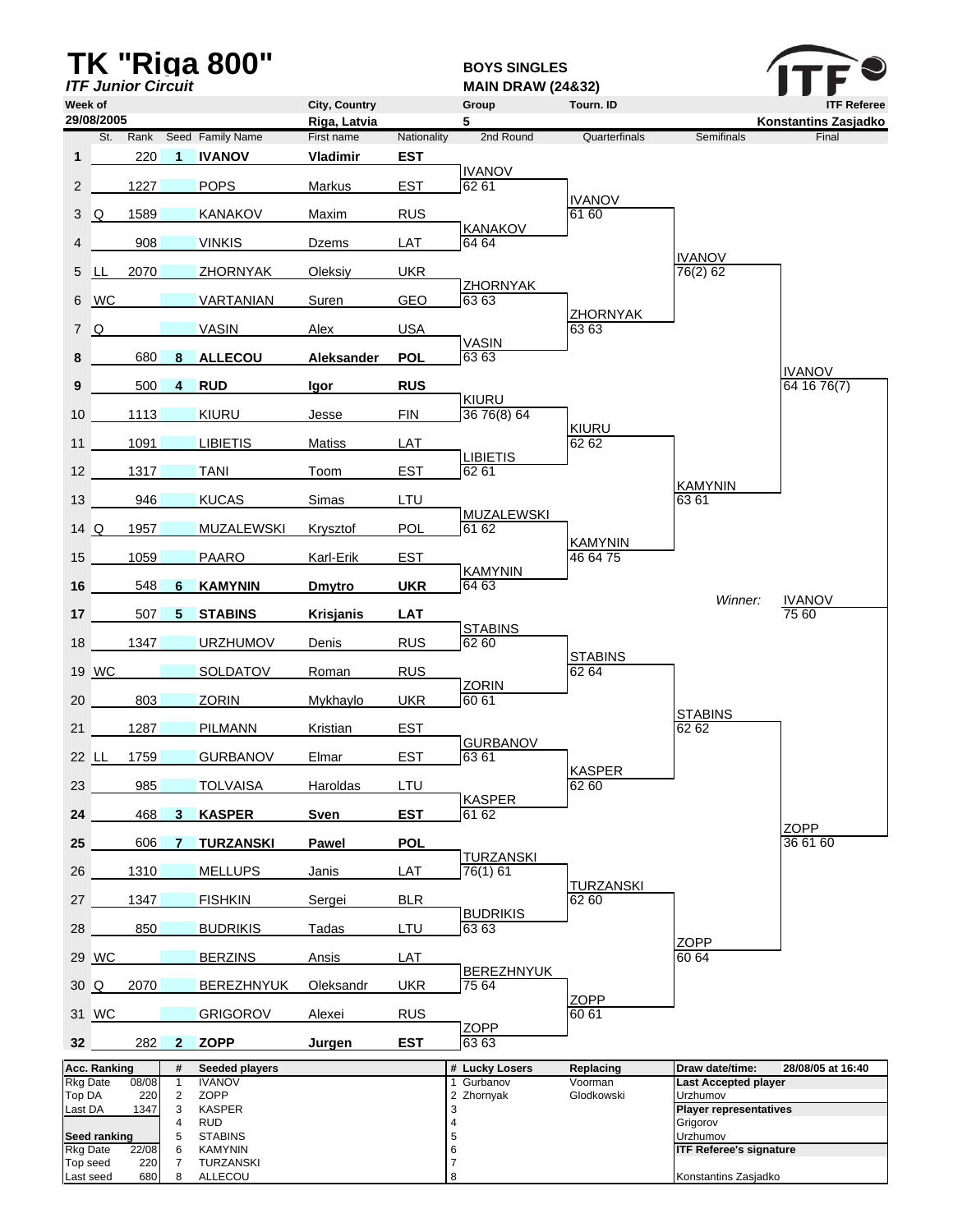# TK "Riga 800"

***ITF Junior Circuit***

**BOYS SINGLES**
**MAIN DRAW (24&32)**

| Week of | City, Country | Group | Tourn. ID | ITF Referee |
|---|---|---|---|---|
| 29/08/2005 | Riga, Latvia | 5 | | Konstantins Zasjadko |

| # | St. | Rank | Seed | Family Name | First name | Nationality | 2nd Round | Quarterfinals | Semifinals | Final |
|---|---|---|---|---|---|---|---|---|---|---|
| **1** | | 220 | **1** | **IVANOV** | **Vladimir** | **EST** | | | | |
| 2 | | 1227 | | POPS | Markus | EST | IVANOV 62 61 | | | |
| 3 | Q | 1589 | | KANAKOV | Maxim | RUS | | IVANOV 61 60 | | |
| 4 | | 908 | | VINKIS | Dzems | LAT | KANAKOV 64 64 | | | |
| 5 | LL | 2070 | | ZHORNYAK | Oleksiy | UKR | | | IVANOV 76(2) 62 | |
| 6 | WC | | | VARTANIAN | Suren | GEO | ZHORNYAK 63 63 | | | |
| 7 | Q | | | VASIN | Alex | USA | | ZHORNYAK 63 63 | | |
| **8** | | 680 | **8** | **ALLECOU** | **Aleksander** | **POL** | VASIN 63 63 | | | |
| **9** | | 500 | **4** | **RUD** | **Igor** | **RUS** | | | | IVANOV 64 16 76(7) |
| 10 | | 1113 | | KIURU | Jesse | FIN | KIURU 36 76(8) 64 | | | |
| 11 | | 1091 | | LIBIETIS | Matiss | LAT | | KIURU 62 62 | | |
| 12 | | 1317 | | TANI | Toom | EST | LIBIETIS 62 61 | | | |
| 13 | | 946 | | KUCAS | Simas | LTU | | | KAMYNIN 63 61 | |
| 14 | Q | 1957 | | MUZALEWSKI | Krysztof | POL | MUZALEWSKI 61 62 | | | |
| 15 | | 1059 | | PAARO | Karl-Erik | EST | | KAMYNIN 46 64 75 | | |
| **16** | | 548 | **6** | **KAMYNIN** | **Dmytro** | **UKR** | KAMYNIN 64 63 | | | |
| **17** | | 507 | **5** | **STABINS** | **Krisjanis** | **LAT** | | | *Winner:* | IVANOV 75 60 |
| 18 | | 1347 | | URZHUMOV | Denis | RUS | STABINS 62 60 | | | |
| 19 | WC | | | SOLDATOV | Roman | RUS | | STABINS 62 64 | | |
| 20 | | 803 | | ZORIN | Mykhaylo | UKR | ZORIN 60 61 | | | |
| 21 | | 1287 | | PILMANN | Kristian | EST | | | STABINS 62 62 | |
| 22 | LL | 1759 | | GURBANOV | Elmar | EST | GURBANOV 63 61 | | | |
| 23 | | 985 | | TOLVAISA | Haroldas | LTU | | KASPER 62 60 | | |
| **24** | | 468 | **3** | **KASPER** | **Sven** | **EST** | KASPER 61 62 | | | |
| **25** | | 606 | **7** | **TURZANSKI** | **Pawel** | **POL** | | | | ZOPP 36 61 60 |
| 26 | | 1310 | | MELLUPS | Janis | LAT | TURZANSKI 76(1) 61 | | | |
| 27 | | 1347 | | FISHKIN | Sergei | BLR | | TURZANSKI 62 60 | | |
| 28 | | 850 | | BUDRIKIS | Tadas | LTU | BUDRIKIS 63 63 | | | |
| 29 | WC | | | BERZINS | Ansis | LAT | | | ZOPP 60 64 | |
| 30 | Q | 2070 | | BEREZHNYUK | Oleksandr | UKR | BEREZHNYUK 75 64 | | | |
| 31 | WC | | | GRIGOROV | Alexei | RUS | | ZOPP 60 61 | | |
| **32** | | 282 | **2** | **ZOPP** | **Jurgen** | **EST** | ZOPP 63 63 | | | |

| Acc. Ranking | | # | Seeded players | # | Lucky Losers | Replacing | Draw date/time: | 28/08/05 at 16:40 |
|---|---|---|---|---|---|---|---|---|
| Rkg Date | 08/08 | 1 | IVANOV | 1 | Gurbanov | Voorman | **Last Accepted player** | |
| Top DA | 220 | 2 | ZOPP | 2 | Zhornyak | Glodkowski | Urzhumov | |
| Last DA | 1347 | 3 | KASPER | 3 | | | **Player representatives** | |
| | | 4 | RUD | 4 | | | Grigorov | |
| **Seed ranking** | | 5 | STABINS | 5 | | | Urzhumov | |
| Rkg Date | 22/08 | 6 | KAMYNIN | 6 | | | **ITF Referee's signature** | |
| Top seed | 220 | 7 | TURZANSKI | 7 | | | | |
| Last seed | 680 | 8 | ALLECOU | 8 | | | Konstantins Zasjadko | |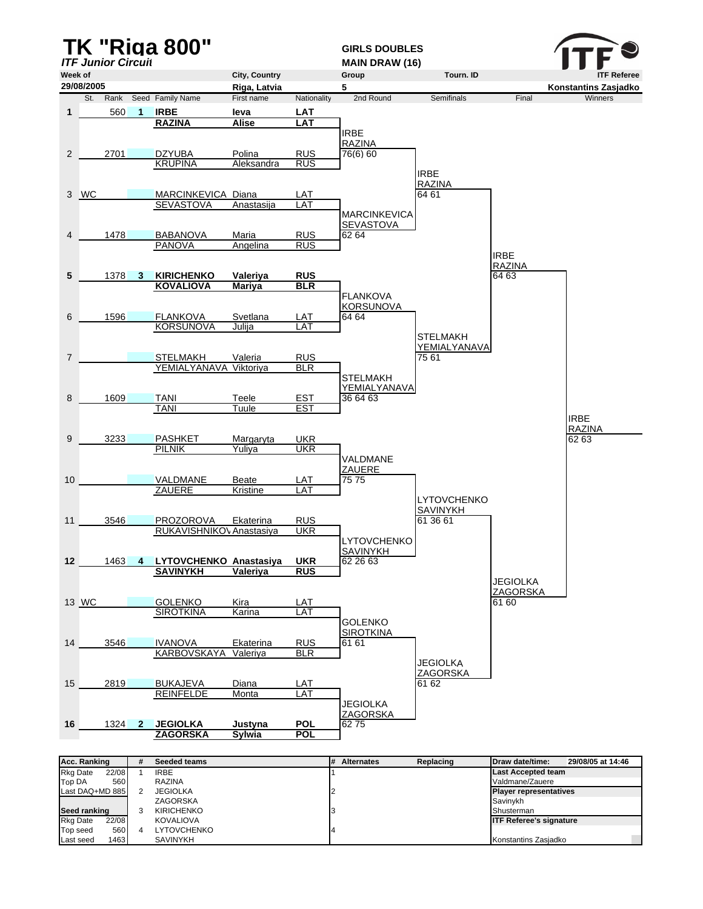# TK "Riga 800"

*ITF Junior Circuit*

**GIRLS DOUBLES**
**MAIN DRAW (16)**

| Week of | City, Country | Group | Tourn. ID | ITF Referee |
|---|---|---|---|---|
| 29/08/2005 | Riga, Latvia | 5 | | Konstantins Zasjadko |

| # | St. | Rank | Seed | Family Name | First name | Nationality | 2nd Round | Semifinals | Final | Winners |
|---|---|---|---|---|---|---|---|---|---|---|
| 1 | | 560 | 1 | **IRBE** | **Ieva** | **LAT** | | | | |
| | | | | **RAZINA** | **Alise** | **LAT** | IRBE / RAZINA 76(6) 60 | | | |
| 2 | | 2701 | | DZYUBA | Polina | RUS | | | | |
| | | | | KRUPINA | Aleksandra | RUS | | IRBE / RAZINA 64 61 | | |
| 3 | WC | | | MARCINKEVICA | Diana | LAT | | | | |
| | | | | SEVASTOVA | Anastasija | LAT | MARCINKEVICA / SEVASTOVA 62 64 | | | |
| 4 | | 1478 | | BABANOVA | Maria | RUS | | | | |
| | | | | PANOVA | Angelina | RUS | | | IRBE / RAZINA 64 63 | |
| 5 | | 1378 | 3 | **KIRICHENKO** | **Valeriya** | **RUS** | | | | |
| | | | | **KOVALIOVA** | **Mariya** | **BLR** | FLANKOVA / KORSUNOVA 64 64 | | | |
| 6 | | 1596 | | FLANKOVA | Svetlana | LAT | | | | |
| | | | | KORSUNOVA | Julija | LAT | | STELMAKH / YEMIALYANAVA 75 61 | | |
| 7 | | | | STELMAKH | Valeria | RUS | | | | |
| | | | | YEMIALYANAVA | Viktoriya | BLR | STELMAKH / YEMIALYANAVA 36 64 63 | | | |
| 8 | | 1609 | | TANI | Teele | EST | | | | |
| | | | | TANI | Tuule | EST | | | | IRBE / RAZINA 62 63 |
| 9 | | 3233 | | PASHKET | Margaryta | UKR | | | | |
| | | | | PILNIK | Yuliya | UKR | VALDMANE / ZAUERE 75 75 | | | |
| 10 | | | | VALDMANE | Beate | LAT | | | | |
| | | | | ZAUERE | Kristine | LAT | | LYTOVCHENKO / SAVINYKH 61 36 61 | | |
| 11 | | 3546 | | PROZOROVA | Ekaterina | RUS | | | | |
| | | | | RUKAVISHNIKOV | Anastasiya | UKR | LYTOVCHENKO / SAVINYKH 62 26 63 | | | |
| 12 | | 1463 | 4 | **LYTOVCHENKO** | **Anastasiya** | **UKR** | | | | |
| | | | | **SAVINYKH** | **Valeriya** | **RUS** | | | JEGIOLKA / ZAGORSKA 61 60 | |
| 13 | WC | | | GOLENKO | Kira | LAT | | | | |
| | | | | SIROTKINA | Karina | LAT | GOLENKO / SIROTKINA 61 61 | | | |
| 14 | | 3546 | | IVANOVA | Ekaterina | RUS | | | | |
| | | | | KARBOVSKAYA | Valeriya | BLR | | JEGIOLKA / ZAGORSKA 61 62 | | |
| 15 | | 2819 | | BUKAJEVA | Diana | LAT | | | | |
| | | | | REINFELDE | Monta | LAT | JEGIOLKA / ZAGORSKA 62 75 | | | |
| 16 | | 1324 | 2 | **JEGIOLKA** | **Justyna** | **POL** | | | | |
| | | | | **ZAGORSKA** | **Sylwia** | **POL** | | | | |

| Acc. Ranking | | # | Seeded teams | # | Alternates | Replacing | Draw date/time: | 29/08/05 at 14:46 |
|---|---|---|---|---|---|---|---|---|
| Rkg Date | 22/08 | 1 | IRBE | 1 | | | **Last Accepted team** | |
| Top DA | 560 | | RAZINA | | | | Valdmane/Zauere | |
| Last DAQ+MD | 885 | 2 | JEGIOLKA | 2 | | | **Player representatives** | |
| | | | ZAGORSKA | | | | Savinykh | |
| **Seed ranking** | | 3 | KIRICHENKO | 3 | | | Shusterman | |
| Rkg Date | 22/08 | | KOVALIOVA | | | | **ITF Referee's signature** | |
| Top seed | 560 | 4 | LYTOVCHENKO | 4 | | | | |
| Last seed | 1463 | | SAVINYKH | | | | Konstantins Zasjadko | |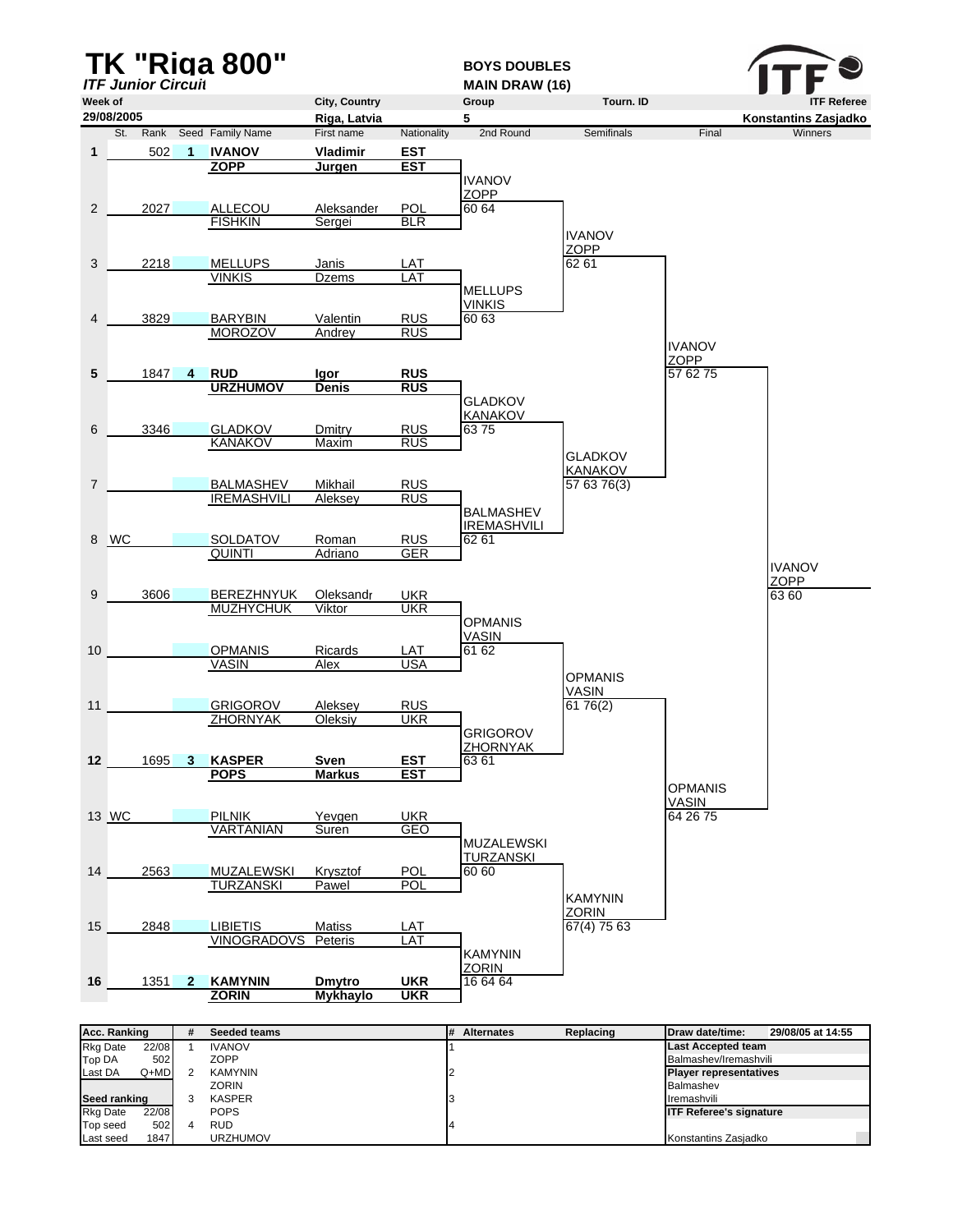# TK "Riga 800"

***ITF Junior Circuit***

**BOYS DOUBLES**
**MAIN DRAW (16)**

| Week of | City, Country | Group | Tourn. ID | ITF Referee |
|---|---|---|---|---|
| 29/08/2005 | Riga, Latvia | 5 | | Konstantins Zasjadko |

| # | St. | Rank | Seed | Family Name | First name | Nationality | 2nd Round | Semifinals | Final | Winners |
|---|---|---|---|---|---|---|---|---|---|---|
| **1** | | 502 | **1** | **IVANOV** / **ZOPP** | **Vladimir** / **Jurgen** | **EST** / **EST** | IVANOV / ZOPP 60 64 | IVANOV / ZOPP 62 61 | IVANOV / ZOPP 57 62 75 | IVANOV / ZOPP 63 60 |
| 2 | | 2027 | | ALLECOU / FISHKIN | Aleksander / Sergei | POL / BLR | | | | |
| 3 | | 2218 | | MELLUPS / VINKIS | Janis / Dzems | LAT / LAT | MELLUPS / VINKIS 60 63 | | | |
| 4 | | 3829 | | BARYBIN / MOROZOV | Valentin / Andrey | RUS / RUS | | | | |
| **5** | | 1847 | **4** | **RUD** / **URZHUMOV** | **Igor** / **Denis** | **RUS** / **RUS** | GLADKOV / KANAKOV 63 75 | GLADKOV / KANAKOV 57 63 76(3) | | |
| 6 | | 3346 | | GLADKOV / KANAKOV | Dmitry / Maxim | RUS / RUS | | | | |
| 7 | | | | BALMASHEV / IREMASHVILI | Mikhail / Aleksey | RUS / RUS | BALMASHEV / IREMASHVILI 62 61 | | | |
| 8 | WC | | | SOLDATOV / QUINTI | Roman / Adriano | RUS / GER | | | | |
| 9 | | 3606 | | BEREZHNYUK / MUZHYCHUK | Oleksandr / Viktor | UKR / UKR | OPMANIS / VASIN 61 62 | OPMANIS / VASIN 61 76(2) | OPMANIS / VASIN 64 26 75 | |
| 10 | | | | OPMANIS / VASIN | Ricards / Alex | LAT / USA | | | | |
| 11 | | | | GRIGOROV / ZHORNYAK | Aleksey / Oleksiy | RUS / UKR | GRIGOROV / ZHORNYAK 63 61 | | | |
| **12** | | 1695 | **3** | **KASPER** / **POPS** | **Sven** / **Markus** | **EST** / **EST** | | | | |
| 13 | WC | | | PILNIK / VARTANIAN | Yevgen / Suren | UKR / GEO | MUZALEWSKI / TURZANSKI 60 60 | KAMYNIN / ZORIN 67(4) 75 63 | | |
| 14 | | 2563 | | MUZALEWSKI / TURZANSKI | Krysztof / Pawel | POL / POL | | | | |
| 15 | | 2848 | | LIBIETIS / VINOGRADOVS | Matiss / Peteris | LAT / LAT | KAMYNIN / ZORIN 16 64 64 | | | |
| **16** | | 1351 | **2** | **KAMYNIN** / **ZORIN** | **Dmytro** / **Mykhaylo** | **UKR** / **UKR** | | | | |

| Acc. Ranking | | # | Seeded teams | # | Alternates | Replacing | Draw date/time: 29/08/05 at 14:55 |
|---|---|---|---|---|---|---|---|
| Rkg Date | 22/08 | 1 | IVANOV | 1 | | | **Last Accepted team** |
| Top DA | 502 | | ZOPP | | | | Balmashev/Iremashvili |
| Last DA | Q+MD | 2 | KAMYNIN | 2 | | | **Player representatives** |
| | | | ZORIN | | | | Balmashev |
| **Seed ranking** | | 3 | KASPER | 3 | | | Iremashvili |
| Rkg Date | 22/08 | | POPS | | | | **ITF Referee's signature** |
| Top seed | 502 | 4 | RUD | 4 | | | |
| Last seed | 1847 | | URZHUMOV | | | | Konstantins Zasjadko |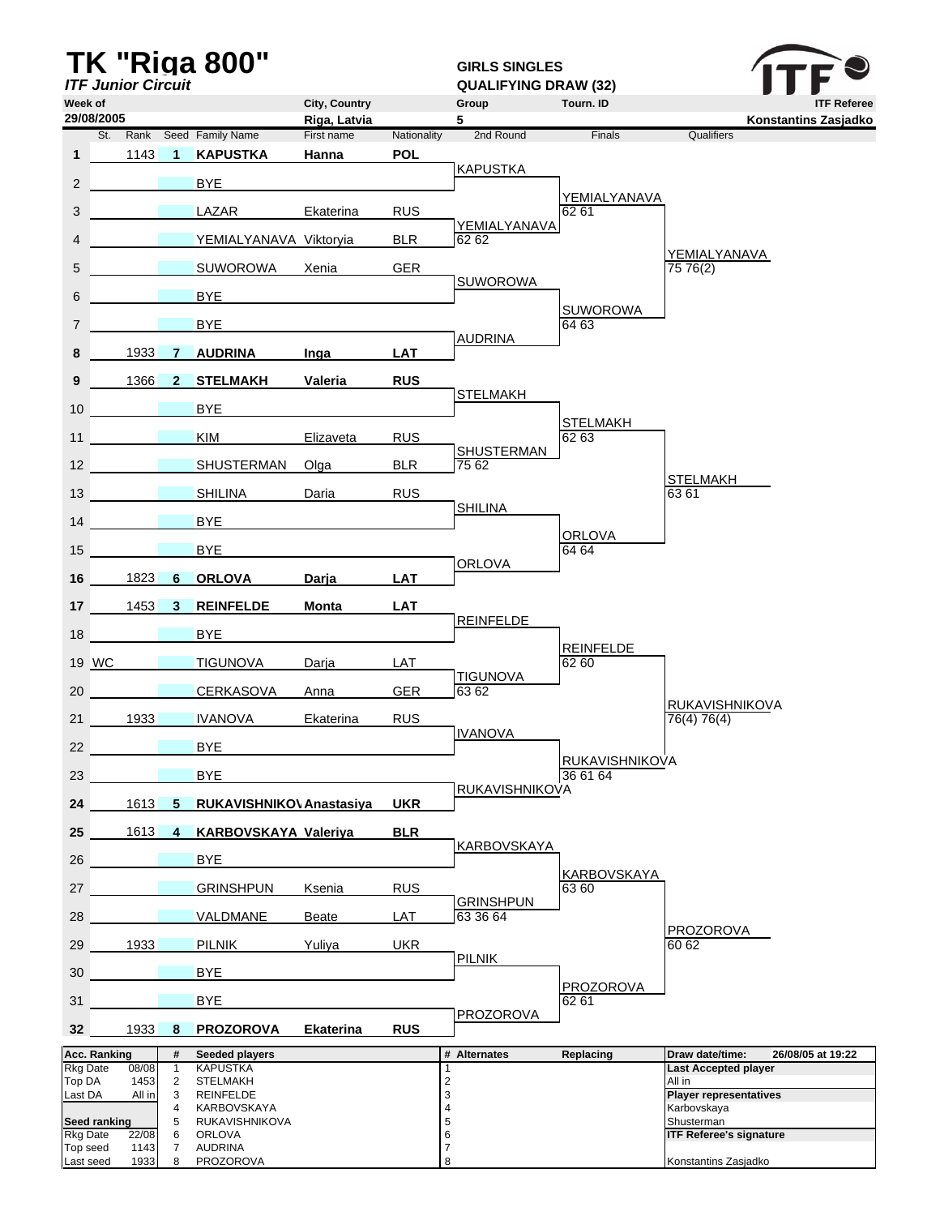# TK "Riga 800"

*ITF Junior Circuit*

**GIRLS SINGLES**
**QUALIFYING DRAW (32)**

| Week of | City, Country | Group | Tourn. ID | ITF Referee |
|---|---|---|---|---|
| 29/08/2005 | Riga, Latvia | 5 | | Konstantins Zasjadko |

| # | St. | Rank | Seed | Family Name | First name | Nationality | 2nd Round | Finals | Qualifiers |
|---|---|---|---|---|---|---|---|---|---|
| 1 | | 1143 | 1 | **KAPUSTKA** | **Hanna** | **POL** | KAPUSTKA | | |
| 2 | | | | BYE | | | | YEMIALYANAVA 62 61 | |
| 3 | | | | LAZAR | Ekaterina | RUS | YEMIALYANAVA 62 62 | | |
| 4 | | | | YEMIALYANAVA | Viktoryia | BLR | | | YEMIALYANAVA 75 76(2) |
| 5 | | | | SUWOROWA | Xenia | GER | SUWOROWA | | |
| 6 | | | | BYE | | | | SUWOROWA 64 63 | |
| 7 | | | | BYE | | | AUDRINA | | |
| 8 | | 1933 | 7 | **AUDRINA** | **Inga** | **LAT** | | | |
| 9 | | 1366 | 2 | **STELMAKH** | **Valeria** | **RUS** | STELMAKH | | |
| 10 | | | | BYE | | | | STELMAKH 62 63 | |
| 11 | | | | KIM | Elizaveta | RUS | SHUSTERMAN 75 62 | | |
| 12 | | | | SHUSTERMAN | Olga | BLR | | | STELMAKH 63 61 |
| 13 | | | | SHILINA | Daria | RUS | SHILINA | | |
| 14 | | | | BYE | | | | ORLOVA 64 64 | |
| 15 | | | | BYE | | | ORLOVA | | |
| 16 | | 1823 | 6 | **ORLOVA** | **Darja** | **LAT** | | | |
| 17 | | 1453 | 3 | **REINFELDE** | **Monta** | **LAT** | REINFELDE | | |
| 18 | | | | BYE | | | | REINFELDE 62 60 | |
| 19 | WC | | | TIGUNOVA | Darja | LAT | TIGUNOVA 63 62 | | |
| 20 | | | | CERKASOVA | Anna | GER | | | RUKAVISHNIKOVA 76(4) 76(4) |
| 21 | | 1933 | | IVANOVA | Ekaterina | RUS | IVANOVA | | |
| 22 | | | | BYE | | | | RUKAVISHNIKOVA 36 61 64 | |
| 23 | | | | BYE | | | RUKAVISHNIKOVA | | |
| 24 | | 1613 | 5 | **RUKAVISHNIKOVA** | **Anastasiya** | **UKR** | | | |
| 25 | | 1613 | 4 | **KARBOVSKAYA** | **Valeriya** | **BLR** | KARBOVSKAYA | | |
| 26 | | | | BYE | | | | KARBOVSKAYA 63 60 | |
| 27 | | | | GRINSHPUN | Ksenia | RUS | GRINSHPUN 63 36 64 | | |
| 28 | | | | VALDMANE | Beate | LAT | | | PROZOROVA 60 62 |
| 29 | | 1933 | | PILNIK | Yuliya | UKR | PILNIK | | |
| 30 | | | | BYE | | | | PROZOROVA 62 61 | |
| 31 | | | | BYE | | | PROZOROVA | | |
| 32 | | 1933 | 8 | **PROZOROVA** | **Ekaterina** | **RUS** | | | |

| Acc. Ranking | | # | Seeded players | # | Alternates | Replacing | Draw date/time: 26/08/05 at 19:22 |
|---|---|---|---|---|---|---|---|
| Rkg Date | 08/08 | 1 | KAPUSTKA | 1 | | | **Last Accepted player** |
| Top DA | 1453 | 2 | STELMAKH | 2 | | | All in |
| Last DA | All in | 3 | REINFELDE | 3 | | | **Player representatives** |
| | | 4 | KARBOVSKAYA | 4 | | | Karbovskaya |
| **Seed ranking** | | 5 | RUKAVISHNIKOVA | 5 | | | Shusterman |
| Rkg Date | 22/08 | 6 | ORLOVA | 6 | | | **ITF Referee's signature** |
| Top seed | 1143 | 7 | AUDRINA | 7 | | | |
| Last seed | 1933 | 8 | PROZOROVA | 8 | | | Konstantins Zasjadko |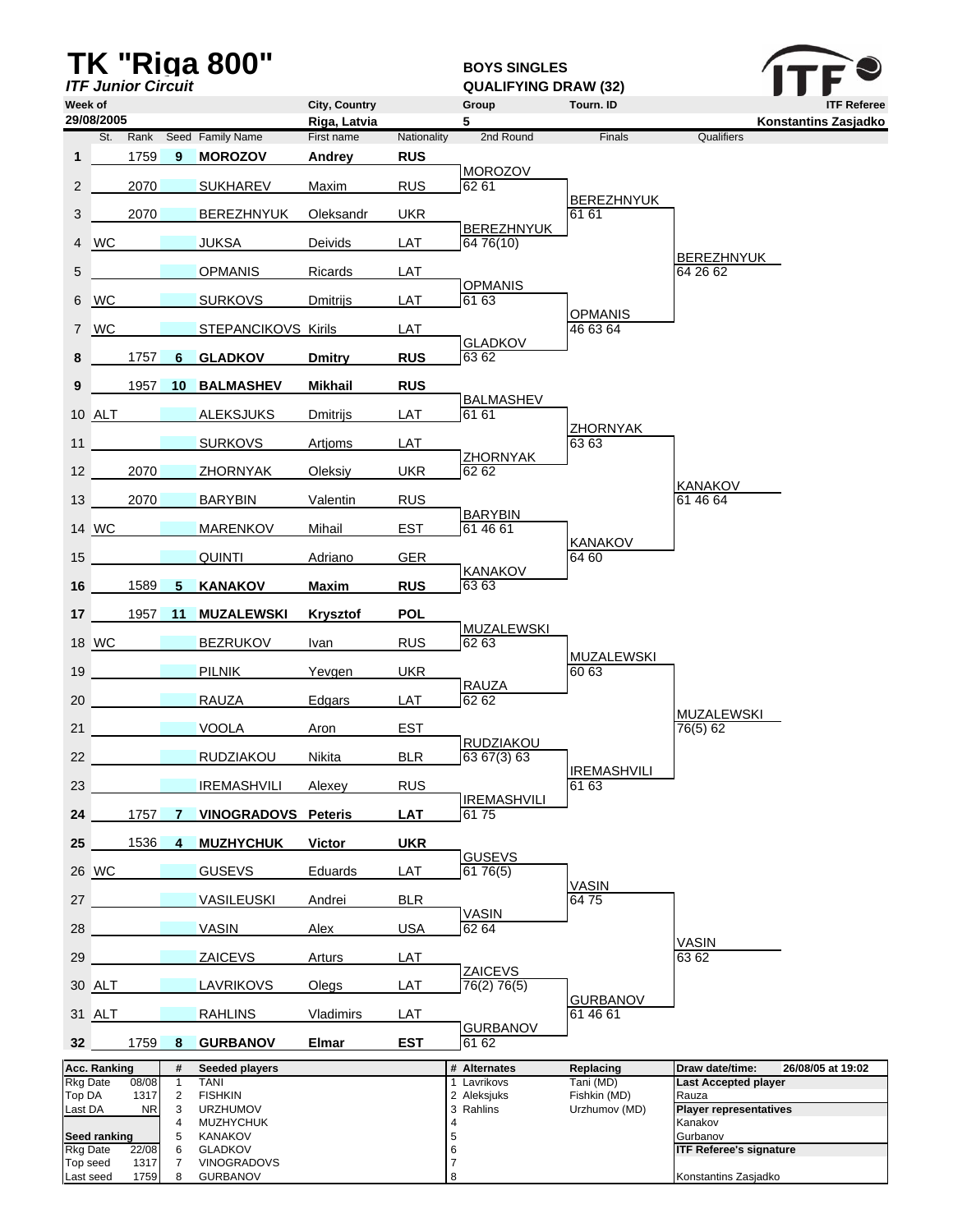# TK "Riga 800"

*ITF Junior Circuit*

**BOYS SINGLES**
**QUALIFYING DRAW (32)**

| Week of | City, Country | Group | Tourn. ID | ITF Referee |
|---|---|---|---|---|
| 29/08/2005 | Riga, Latvia | 5 | | Konstantins Zasjadko |

| # | St. | Rank | Seed | Family Name | First name | Nationality | 2nd Round | Finals | Qualifiers |
|---|---|---|---|---|---|---|---|---|---|
| **1** | | 1759 | **9** | **MOROZOV** | **Andrey** | **RUS** | MOROZOV 62 61 | | |
| 2 | | 2070 | | SUKHAREV | Maxim | RUS | | BEREZHNYUK 61 61 | |
| 3 | | 2070 | | BEREZHNYUK | Oleksandr | UKR | BEREZHNYUK 64 76(10) | | |
| 4 | WC | | | JUKSA | Deivids | LAT | | | BEREZHNYUK 64 26 62 |
| 5 | | | | OPMANIS | Ricards | LAT | OPMANIS 61 63 | | |
| 6 | WC | | | SURKOVS | Dmitrijs | LAT | | OPMANIS 46 63 64 | |
| 7 | WC | | | STEPANCIKOVS | Kirils | LAT | GLADKOV 63 62 | | |
| **8** | | 1757 | **6** | **GLADKOV** | **Dmitry** | **RUS** | | | |
| **9** | | 1957 | **10** | **BALMASHEV** | **Mikhail** | **RUS** | BALMASHEV 61 61 | | |
| 10 | ALT | | | ALEKSJUKS | Dmitrijs | LAT | | ZHORNYAK 63 63 | |
| 11 | | | | SURKOVS | Artjoms | LAT | ZHORNYAK 62 62 | | |
| 12 | | 2070 | | ZHORNYAK | Oleksiy | UKR | | | KANAKOV 61 46 64 |
| 13 | | 2070 | | BARYBIN | Valentin | RUS | BARYBIN 61 46 61 | | |
| 14 | WC | | | MARENKOV | Mihail | EST | | KANAKOV 64 60 | |
| 15 | | | | QUINTI | Adriano | GER | KANAKOV 63 63 | | |
| **16** | | 1589 | **5** | **KANAKOV** | **Maxim** | **RUS** | | | |
| **17** | | 1957 | **11** | **MUZALEWSKI** | **Krysztof** | **POL** | MUZALEWSKI 62 63 | | |
| 18 | WC | | | BEZRUKOV | Ivan | RUS | | MUZALEWSKI 60 63 | |
| 19 | | | | PILNIK | Yevgen | UKR | RAUZA 62 62 | | |
| 20 | | | | RAUZA | Edgars | LAT | | | MUZALEWSKI 76(5) 62 |
| 21 | | | | VOOLA | Aron | EST | RUDZIAKOU 63 67(3) 63 | | |
| 22 | | | | RUDZIAKOU | Nikita | BLR | | IREMASHVILI 61 63 | |
| 23 | | | | IREMASHVILI | Alexey | RUS | IREMASHVILI 61 75 | | |
| **24** | | 1757 | **7** | **VINOGRADOVS** | **Peteris** | **LAT** | | | |
| **25** | | 1536 | **4** | **MUZHYCHUK** | **Victor** | **UKR** | GUSEVS 61 76(5) | | |
| 26 | WC | | | GUSEVS | Eduards | LAT | | VASIN 64 75 | |
| 27 | | | | VASILEUSKI | Andrei | BLR | VASIN 62 64 | | |
| 28 | | | | VASIN | Alex | USA | | | VASIN 63 62 |
| 29 | | | | ZAICEVS | Arturs | LAT | ZAICEVS 76(2) 76(5) | | |
| 30 | ALT | | | LAVRIKOVS | Olegs | LAT | | GURBANOV 61 46 61 | |
| 31 | ALT | | | RAHLINS | Vladimirs | LAT | GURBANOV 61 62 | | |
| **32** | | 1759 | **8** | **GURBANOV** | **Elmar** | **EST** | | | |

| Acc. Ranking | | # | Seeded players | # | Alternates | Replacing | Draw date/time: 26/08/05 at 19:02 |
|---|---|---|---|---|---|---|---|
| Rkg Date | 08/08 | 1 | TANI | 1 | Lavrikovs | Tani (MD) | **Last Accepted player** |
| Top DA | 1317 | 2 | FISHKIN | 2 | Aleksjuks | Fishkin (MD) | Rauza |
| Last DA | NR | 3 | URZHUMOV | 3 | Rahlins | Urzhumov (MD) | **Player representatives** |
| | | 4 | MUZHYCHUK | 4 | | | Kanakov |
| **Seed ranking** | | 5 | KANAKOV | 5 | | | Gurbanov |
| Rkg Date | 22/08 | 6 | GLADKOV | 6 | | | **ITF Referee's signature** |
| Top seed | 1317 | 7 | VINOGRADOVS | 7 | | | |
| Last seed | 1759 | 8 | GURBANOV | 8 | | | Konstantins Zasjadko |